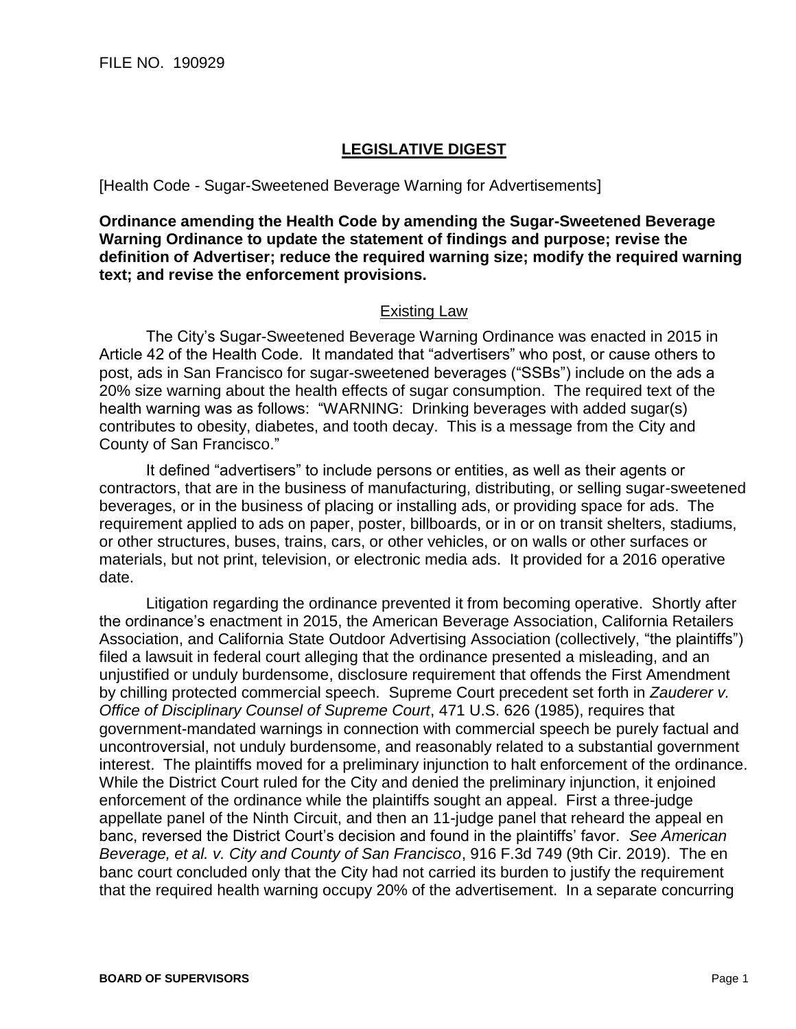FILE NO. 190929

## **LEGISLATIVE DIGEST**

[Health Code - Sugar-Sweetened Beverage Warning for Advertisements]

**Ordinance amending the Health Code by amending the Sugar-Sweetened Beverage Warning Ordinance to update the statement of findings and purpose; revise the definition of Advertiser; reduce the required warning size; modify the required warning text; and revise the enforcement provisions.**

### Existing Law

The City's Sugar-Sweetened Beverage Warning Ordinance was enacted in 2015 in Article 42 of the Health Code. It mandated that "advertisers" who post, or cause others to post, ads in San Francisco for sugar-sweetened beverages ("SSBs") include on the ads a 20% size warning about the health effects of sugar consumption. The required text of the health warning was as follows: "WARNING: Drinking beverages with added sugar(s) contributes to obesity, diabetes, and tooth decay. This is a message from the City and County of San Francisco."

It defined "advertisers" to include persons or entities, as well as their agents or contractors, that are in the business of manufacturing, distributing, or selling sugar-sweetened beverages, or in the business of placing or installing ads, or providing space for ads. The requirement applied to ads on paper, poster, billboards, or in or on transit shelters, stadiums, or other structures, buses, trains, cars, or other vehicles, or on walls or other surfaces or materials, but not print, television, or electronic media ads. It provided for a 2016 operative date.

Litigation regarding the ordinance prevented it from becoming operative. Shortly after the ordinance's enactment in 2015, the American Beverage Association, California Retailers Association, and California State Outdoor Advertising Association (collectively, "the plaintiffs") filed a lawsuit in federal court alleging that the ordinance presented a misleading, and an unjustified or unduly burdensome, disclosure requirement that offends the First Amendment by chilling protected commercial speech. Supreme Court precedent set forth in *Zauderer v. Office of Disciplinary Counsel of Supreme Court*, 471 U.S. 626 (1985), requires that government-mandated warnings in connection with commercial speech be purely factual and uncontroversial, not unduly burdensome, and reasonably related to a substantial government interest. The plaintiffs moved for a preliminary injunction to halt enforcement of the ordinance. While the District Court ruled for the City and denied the preliminary injunction, it enjoined enforcement of the ordinance while the plaintiffs sought an appeal. First a three-judge appellate panel of the Ninth Circuit, and then an 11-judge panel that reheard the appeal en banc, reversed the District Court's decision and found in the plaintiffs' favor. *See American Beverage, et al. v. City and County of San Francisco*, 916 F.3d 749 (9th Cir. 2019). The en banc court concluded only that the City had not carried its burden to justify the requirement that the required health warning occupy 20% of the advertisement. In a separate concurring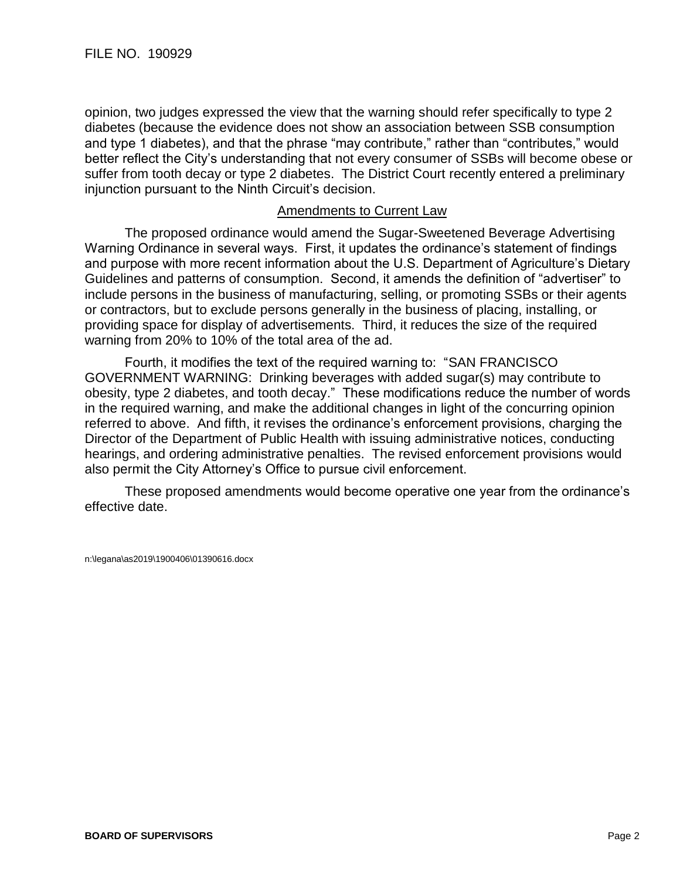opinion, two judges expressed the view that the warning should refer specifically to type 2 diabetes (because the evidence does not show an association between SSB consumption and type 1 diabetes), and that the phrase "may contribute," rather than "contributes," would better reflect the City's understanding that not every consumer of SSBs will become obese or suffer from tooth decay or type 2 diabetes. The District Court recently entered a preliminary injunction pursuant to the Ninth Circuit's decision.

## Amendments to Current Law

The proposed ordinance would amend the Sugar-Sweetened Beverage Advertising Warning Ordinance in several ways. First, it updates the ordinance's statement of findings and purpose with more recent information about the U.S. Department of Agriculture's Dietary Guidelines and patterns of consumption. Second, it amends the definition of "advertiser" to include persons in the business of manufacturing, selling, or promoting SSBs or their agents or contractors, but to exclude persons generally in the business of placing, installing, or providing space for display of advertisements. Third, it reduces the size of the required warning from 20% to 10% of the total area of the ad.

Fourth, it modifies the text of the required warning to: "SAN FRANCISCO GOVERNMENT WARNING: Drinking beverages with added sugar(s) may contribute to obesity, type 2 diabetes, and tooth decay." These modifications reduce the number of words in the required warning, and make the additional changes in light of the concurring opinion referred to above. And fifth, it revises the ordinance's enforcement provisions, charging the Director of the Department of Public Health with issuing administrative notices, conducting hearings, and ordering administrative penalties. The revised enforcement provisions would also permit the City Attorney's Office to pursue civil enforcement.

These proposed amendments would become operative one year from the ordinance's effective date.

n:\legana\as2019\1900406\01390616.docx